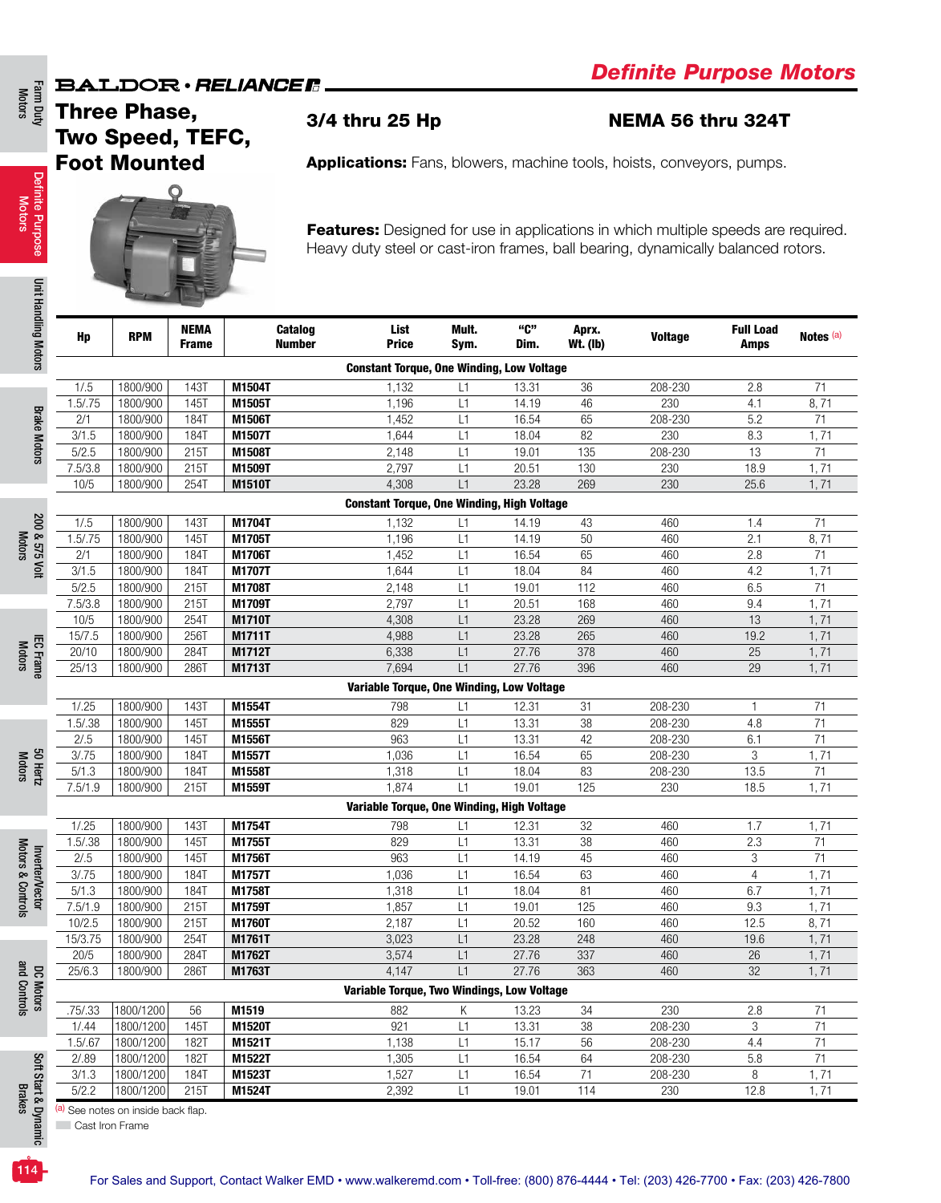# Definite Purpose Motors

BALDOR • RELIANCE

## Three Phase, Two Speed, TEFC, Foot Mounted

**3/4 thru 25 Hp**

**NEMA 56 thru 324T**

**Applications:** Fans, blowers, machine tools, hoists, conveyors, pumps.

**Features:** Designed for use in applications in which multiple speeds are required. Heavy duty steel or cast-iron frames, ball bearing, dynamically balanced rotors.

| Hp | RPM | NEMA Frame | Catalog Number | List Price | Mult. Sym. | "C" Dim. | Aprx. Wt. (lb) | Voltage | Full Load Amps | Notes [a] |
|---|---|---|---|---|---|---|---|---|---|---|
| **Constant Torque, One Winding, Low Voltage** | | | | | | | | | | |
| 1/.5 | 1800/900 | 143T | **M1504T** | 1,132 | L1 | 13.31 | 36 | 208-230 | 2.8 | 71 |
| 1.5/.75 | 1800/900 | 145T | **M1505T** | 1,196 | L1 | 14.19 | 46 | 230 | 4.1 | 8, 71 |
| 2/1 | 1800/900 | 184T | **M1506T** | 1,452 | L1 | 16.54 | 65 | 208-230 | 5.2 | 71 |
| 3/1.5 | 1800/900 | 184T | **M1507T** | 1,644 | L1 | 18.04 | 82 | 230 | 8.3 | 1, 71 |
| 5/2.5 | 1800/900 | 215T | **M1508T** | 2,148 | L1 | 19.01 | 135 | 208-230 | 13 | 71 |
| 7.5/3.8 | 1800/900 | 215T | **M1509T** | 2,797 | L1 | 20.51 | 130 | 230 | 18.9 | 1, 71 |
| 10/5 | 1800/900 | 254T | **M1510T** | 4,308 | L1 | 23.28 | 269 | 230 | 25.6 | 1, 71 |
| **Constant Torque, One Winding, High Voltage** | | | | | | | | | | |
| 1/.5 | 1800/900 | 143T | **M1704T** | 1,132 | L1 | 14.19 | 43 | 460 | 1.4 | 71 |
| 1.5/.75 | 1800/900 | 145T | **M1705T** | 1,196 | L1 | 14.19 | 50 | 460 | 2.1 | 8, 71 |
| 2/1 | 1800/900 | 184T | **M1706T** | 1,452 | L1 | 16.54 | 65 | 460 | 2.8 | 71 |
| 3/1.5 | 1800/900 | 184T | **M1707T** | 1,644 | L1 | 18.04 | 84 | 460 | 4.2 | 1, 71 |
| 5/2.5 | 1800/900 | 215T | **M1708T** | 2,148 | L1 | 19.01 | 112 | 460 | 6.5 | 71 |
| 7.5/3.8 | 1800/900 | 215T | **M1709T** | 2,797 | L1 | 20.51 | 168 | 460 | 9.4 | 1, 71 |
| 10/5 | 1800/900 | 254T | **M1710T** | 4,308 | L1 | 23.28 | 269 | 460 | 13 | 1, 71 |
| 15/7.5 | 1800/900 | 256T | **M1711T** | 4,988 | L1 | 23.28 | 265 | 460 | 19.2 | 1, 71 |
| 20/10 | 1800/900 | 284T | **M1712T** | 6,338 | L1 | 27.76 | 378 | 460 | 25 | 1, 71 |
| 25/13 | 1800/900 | 286T | **M1713T** | 7,694 | L1 | 27.76 | 396 | 460 | 29 | 1, 71 |
| **Variable Torque, One Winding, Low Voltage** | | | | | | | | | | |
| 1/.25 | 1800/900 | 143T | **M1554T** | 798 | L1 | 12.31 | 31 | 208-230 | 1 | 71 |
| 1.5/.38 | 1800/900 | 145T | **M1555T** | 829 | L1 | 13.31 | 38 | 208-230 | 4.8 | 71 |
| 2/.5 | 1800/900 | 145T | **M1556T** | 963 | L1 | 13.31 | 42 | 208-230 | 6.1 | 71 |
| 3/.75 | 1800/900 | 184T | **M1557T** | 1,036 | L1 | 16.54 | 65 | 208-230 | 3 | 1, 71 |
| 5/1.3 | 1800/900 | 184T | **M1558T** | 1,318 | L1 | 18.04 | 83 | 208-230 | 13.5 | 71 |
| 7.5/1.9 | 1800/900 | 215T | **M1559T** | 1,874 | L1 | 19.01 | 125 | 230 | 18.5 | 1, 71 |
| **Variable Torque, One Winding, High Voltage** | | | | | | | | | | |
| 1/.25 | 1800/900 | 143T | **M1754T** | 798 | L1 | 12.31 | 32 | 460 | 1.7 | 1, 71 |
| 1.5/.38 | 1800/900 | 145T | **M1755T** | 829 | L1 | 13.31 | 38 | 460 | 2.3 | 71 |
| 2/.5 | 1800/900 | 145T | **M1756T** | 963 | L1 | 14.19 | 45 | 460 | 3 | 71 |
| 3/.75 | 1800/900 | 184T | **M1757T** | 1,036 | L1 | 16.54 | 63 | 460 | 4 | 1, 71 |
| 5/1.3 | 1800/900 | 184T | **M1758T** | 1,318 | L1 | 18.04 | 81 | 460 | 6.7 | 1, 71 |
| 7.5/1.9 | 1800/900 | 215T | **M1759T** | 1,857 | L1 | 19.01 | 125 | 460 | 9.3 | 1, 71 |
| 10/2.5 | 1800/900 | 215T | **M1760T** | 2,187 | L1 | 20.52 | 160 | 460 | 12.5 | 8, 71 |
| 15/3.75 | 1800/900 | 254T | **M1761T** | 3,023 | L1 | 23.28 | 248 | 460 | 19.6 | 1, 71 |
| 20/5 | 1800/900 | 284T | **M1762T** | 3,574 | L1 | 27.76 | 337 | 460 | 26 | 1, 71 |
| 25/6.3 | 1800/900 | 286T | **M1763T** | 4,147 | L1 | 27.76 | 363 | 460 | 32 | 1, 71 |
| **Variable Torque, Two Windings, Low Voltage** | | | | | | | | | | |
| .75/.33 | 1800/1200 | 56 | **M1519** | 882 | K | 13.23 | 34 | 230 | 2.8 | 71 |
| 1/.44 | 1800/1200 | 145T | **M1520T** | 921 | L1 | 13.31 | 38 | 208-230 | 3 | 71 |
| 1.5/.67 | 1800/1200 | 182T | **M1521T** | 1,138 | L1 | 15.17 | 56 | 208-230 | 4.4 | 71 |
| 2/.89 | 1800/1200 | 182T | **M1522T** | 1,305 | L1 | 16.54 | 64 | 208-230 | 5.8 | 71 |
| 3/1.3 | 1800/1200 | 184T | **M1523T** | 1,527 | L1 | 16.54 | 71 | 208-230 | 8 | 1, 71 |
| 5/2.2 | 1800/1200 | 215T | **M1524T** | 2,392 | L1 | 19.01 | 114 | 230 | 12.8 | 1, 71 |

[a] See notes on inside back flap.

Cast Iron Frame

For Sales and Support, Contact Walker EMD • www.walkeremd.com • Toll-free: (800) 876-4444 • Tel: (203) 426-7700 • Fax: (203) 426-7800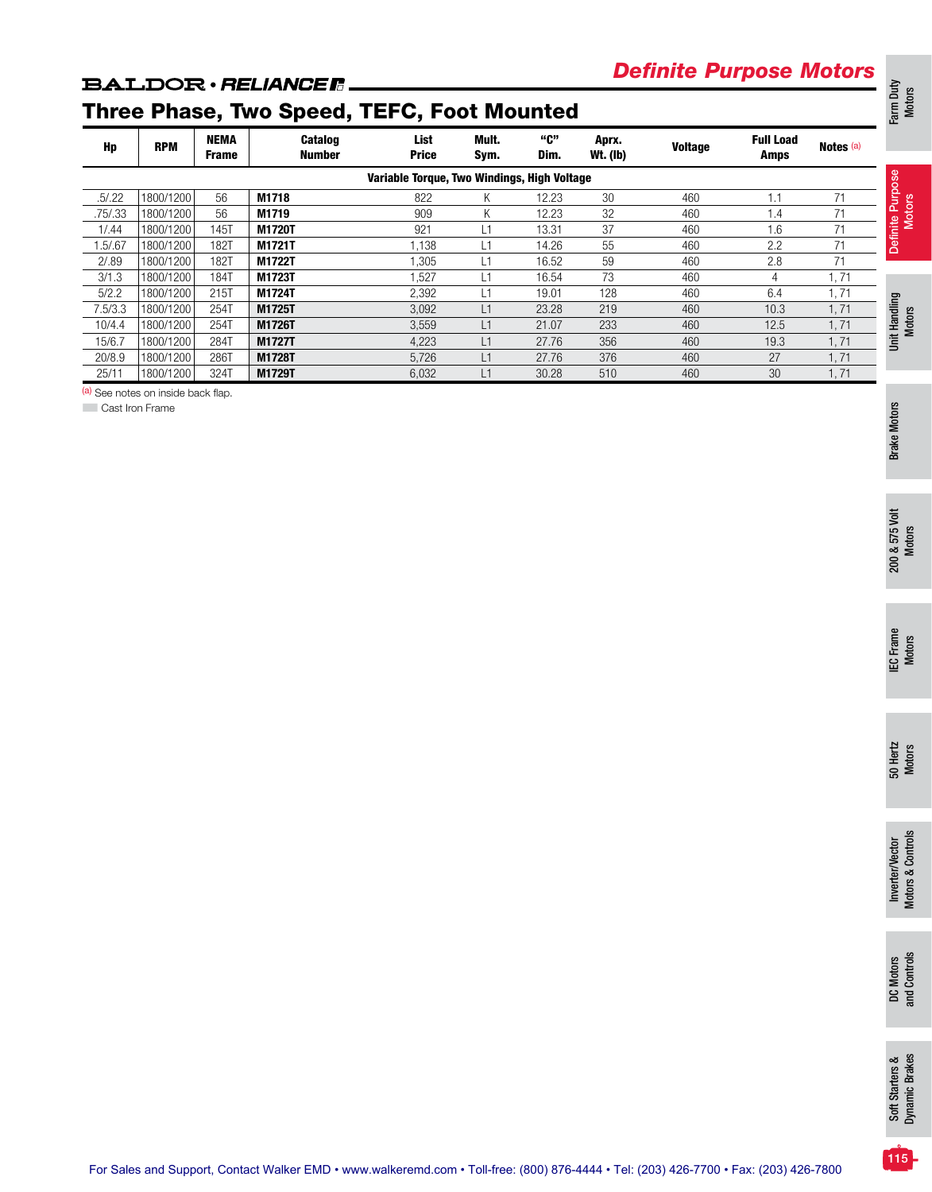# Definite Purpose Motors

## Three Phase, Two Speed, TEFC, Foot Mounted

| Hp | RPM | NEMA Frame | Catalog Number | List Price | Mult. Sym. | "C" Dim. | Aprx. Wt. (lb) | Voltage | Full Load Amps | Notes [a] |
|---|---|---|---|---|---|---|---|---|---|---|
| **Variable Torque, Two Windings, High Voltage** | | | | | | | | | | |
| .5/.22 | 1800/1200 | 56 | **M1718** | 822 | K | 12.23 | 30 | 460 | 1.1 | 71 |
| .75/.33 | 1800/1200 | 56 | **M1719** | 909 | K | 12.23 | 32 | 460 | 1.4 | 71 |
| 1/.44 | 1800/1200 | 145T | **M1720T** | 921 | L1 | 13.31 | 37 | 460 | 1.6 | 71 |
| 1.5/.67 | 1800/1200 | 182T | **M1721T** | 1,138 | L1 | 14.26 | 55 | 460 | 2.2 | 71 |
| 2/.89 | 1800/1200 | 182T | **M1722T** | 1,305 | L1 | 16.52 | 59 | 460 | 2.8 | 71 |
| 3/1.3 | 1800/1200 | 184T | **M1723T** | 1,527 | L1 | 16.54 | 73 | 460 | 4 | 1, 71 |
| 5/2.2 | 1800/1200 | 215T | **M1724T** | 2,392 | L1 | 19.01 | 128 | 460 | 6.4 | 1, 71 |
| 7.5/3.3 | 1800/1200 | 254T | **M1725T** | 3,092 | L1 | 23.28 | 219 | 460 | 10.3 | 1, 71 |
| 10/4.4 | 1800/1200 | 254T | **M1726T** | 3,559 | L1 | 21.07 | 233 | 460 | 12.5 | 1, 71 |
| 15/6.7 | 1800/1200 | 284T | **M1727T** | 4,223 | L1 | 27.76 | 356 | 460 | 19.3 | 1, 71 |
| 20/8.9 | 1800/1200 | 286T | **M1728T** | 5,726 | L1 | 27.76 | 376 | 460 | 27 | 1, 71 |
| 25/11 | 1800/1200 | 324T | **M1729T** | 6,032 | L1 | 30.28 | 510 | 460 | 30 | 1, 71 |

[a] See notes on inside back flap.

Cast Iron Frame

For Sales and Support, Contact Walker EMD • www.walkeremd.com • Toll-free: (800) 876-4444 • Tel: (203) 426-7700 • Fax: (203) 426-7800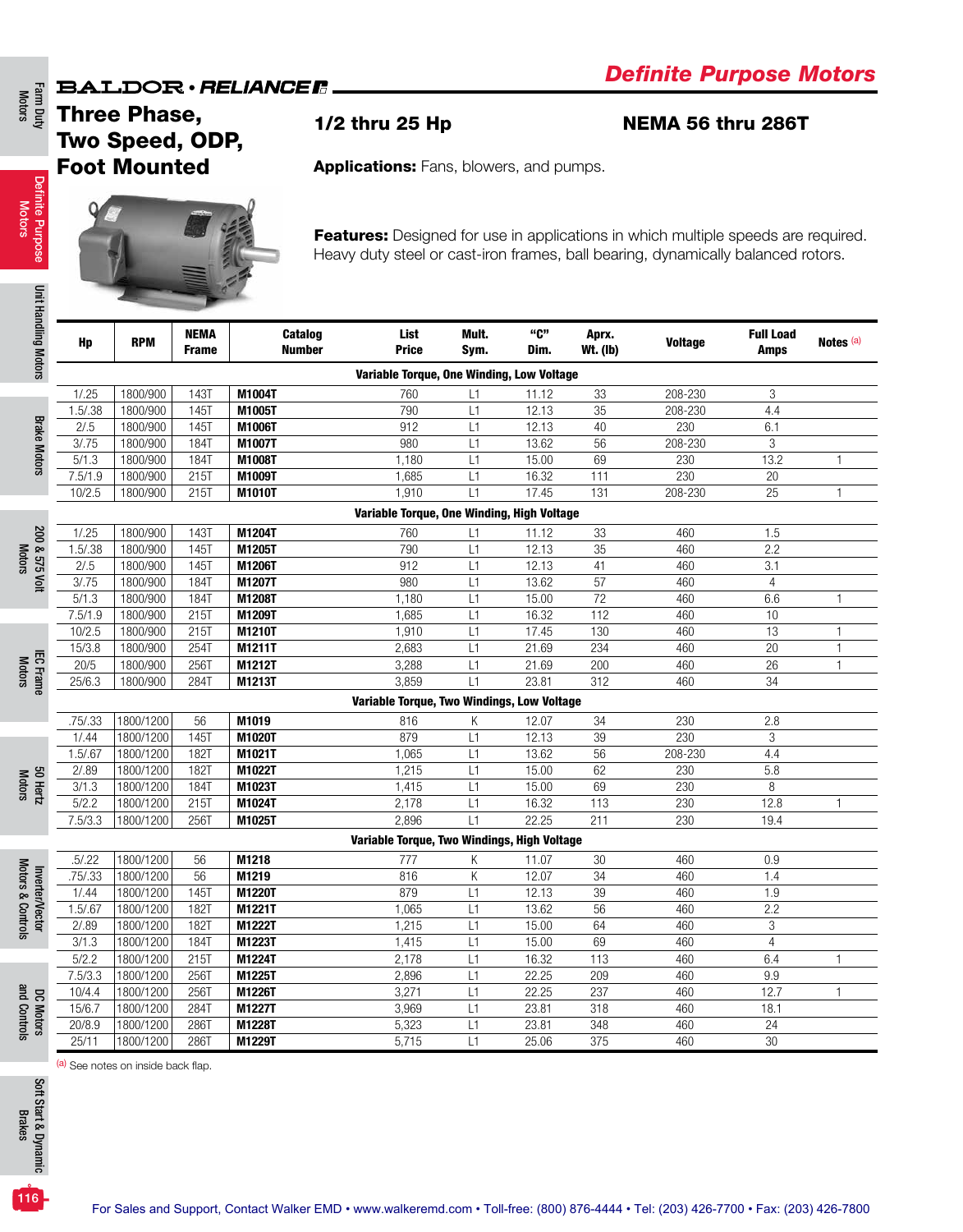BALDOR • RELIANCE

# Definite Purpose Motors

## Three Phase, Two Speed, ODP, Foot Mounted

**1/2 thru 25 Hp**

**NEMA 56 thru 286T**

**Applications:** Fans, blowers, and pumps.

**Features:** Designed for use in applications in which multiple speeds are required. Heavy duty steel or cast-iron frames, ball bearing, dynamically balanced rotors.

| Hp | RPM | NEMA Frame | Catalog Number | List Price | Mult. Sym. | "C" Dim. | Aprx. Wt. (lb) | Voltage | Full Load Amps | Notes [a] |
|---|---|---|---|---|---|---|---|---|---|---|
| **Variable Torque, One Winding, Low Voltage** | | | | | | | | | | |
| 1/.25 | 1800/900 | 143T | **M1004T** | 760 | L1 | 11.12 | 33 | 208-230 | 3 | |
| 1.5/.38 | 1800/900 | 145T | **M1005T** | 790 | L1 | 12.13 | 35 | 208-230 | 4.4 | |
| 2/.5 | 1800/900 | 145T | **M1006T** | 912 | L1 | 12.13 | 40 | 230 | 6.1 | |
| 3/.75 | 1800/900 | 184T | **M1007T** | 980 | L1 | 13.62 | 56 | 208-230 | 3 | |
| 5/1.3 | 1800/900 | 184T | **M1008T** | 1,180 | L1 | 15.00 | 69 | 230 | 13.2 | 1 |
| 7.5/1.9 | 1800/900 | 215T | **M1009T** | 1,685 | L1 | 16.32 | 111 | 230 | 20 | |
| 10/2.5 | 1800/900 | 215T | **M1010T** | 1,910 | L1 | 17.45 | 131 | 208-230 | 25 | 1 |
| **Variable Torque, One Winding, High Voltage** | | | | | | | | | | |
| 1/.25 | 1800/900 | 143T | **M1204T** | 760 | L1 | 11.12 | 33 | 460 | 1.5 | |
| 1.5/.38 | 1800/900 | 145T | **M1205T** | 790 | L1 | 12.13 | 35 | 460 | 2.2 | |
| 2/.5 | 1800/900 | 145T | **M1206T** | 912 | L1 | 12.13 | 41 | 460 | 3.1 | |
| 3/.75 | 1800/900 | 184T | **M1207T** | 980 | L1 | 13.62 | 57 | 460 | 4 | |
| 5/1.3 | 1800/900 | 184T | **M1208T** | 1,180 | L1 | 15.00 | 72 | 460 | 6.6 | 1 |
| 7.5/1.9 | 1800/900 | 215T | **M1209T** | 1,685 | L1 | 16.32 | 112 | 460 | 10 | |
| 10/2.5 | 1800/900 | 215T | **M1210T** | 1,910 | L1 | 17.45 | 130 | 460 | 13 | 1 |
| 15/3.8 | 1800/900 | 254T | **M1211T** | 2,683 | L1 | 21.69 | 234 | 460 | 20 | 1 |
| 20/5 | 1800/900 | 256T | **M1212T** | 3,288 | L1 | 21.69 | 200 | 460 | 26 | 1 |
| 25/6.3 | 1800/900 | 284T | **M1213T** | 3,859 | L1 | 23.81 | 312 | 460 | 34 | |
| **Variable Torque, Two Windings, Low Voltage** | | | | | | | | | | |
| .75/.33 | 1800/1200 | 56 | **M1019** | 816 | K | 12.07 | 34 | 230 | 2.8 | |
| 1/.44 | 1800/1200 | 145T | **M1020T** | 879 | L1 | 12.13 | 39 | 230 | 3 | |
| 1.5/.67 | 1800/1200 | 182T | **M1021T** | 1,065 | L1 | 13.62 | 56 | 208-230 | 4.4 | |
| 2/.89 | 1800/1200 | 182T | **M1022T** | 1,215 | L1 | 15.00 | 62 | 230 | 5.8 | |
| 3/1.3 | 1800/1200 | 184T | **M1023T** | 1,415 | L1 | 15.00 | 69 | 230 | 8 | |
| 5/2.2 | 1800/1200 | 215T | **M1024T** | 2,178 | L1 | 16.32 | 113 | 230 | 12.8 | 1 |
| 7.5/3.3 | 1800/1200 | 256T | **M1025T** | 2,896 | L1 | 22.25 | 211 | 230 | 19.4 | |
| **Variable Torque, Two Windings, High Voltage** | | | | | | | | | | |
| .5/.22 | 1800/1200 | 56 | **M1218** | 777 | K | 11.07 | 30 | 460 | 0.9 | |
| .75/.33 | 1800/1200 | 56 | **M1219** | 816 | K | 12.07 | 34 | 460 | 1.4 | |
| 1/.44 | 1800/1200 | 145T | **M1220T** | 879 | L1 | 12.13 | 39 | 460 | 1.9 | |
| 1.5/.67 | 1800/1200 | 182T | **M1221T** | 1,065 | L1 | 13.62 | 56 | 460 | 2.2 | |
| 2/.89 | 1800/1200 | 182T | **M1222T** | 1,215 | L1 | 15.00 | 64 | 460 | 3 | |
| 3/1.3 | 1800/1200 | 184T | **M1223T** | 1,415 | L1 | 15.00 | 69 | 460 | 4 | |
| 5/2.2 | 1800/1200 | 215T | **M1224T** | 2,178 | L1 | 16.32 | 113 | 460 | 6.4 | 1 |
| 7.5/3.3 | 1800/1200 | 256T | **M1225T** | 2,896 | L1 | 22.25 | 209 | 460 | 9.9 | |
| 10/4.4 | 1800/1200 | 256T | **M1226T** | 3,271 | L1 | 22.25 | 237 | 460 | 12.7 | 1 |
| 15/6.7 | 1800/1200 | 284T | **M1227T** | 3,969 | L1 | 23.81 | 318 | 460 | 18.1 | |
| 20/8.9 | 1800/1200 | 286T | **M1228T** | 5,323 | L1 | 23.81 | 348 | 460 | 24 | |
| 25/11 | 1800/1200 | 286T | **M1229T** | 5,715 | L1 | 25.06 | 375 | 460 | 30 | |

[a] See notes on inside back flap.

For Sales and Support, Contact Walker EMD • www.walkeremd.com • Toll-free: (800) 876-4444 • Tel: (203) 426-7700 • Fax: (203) 426-7800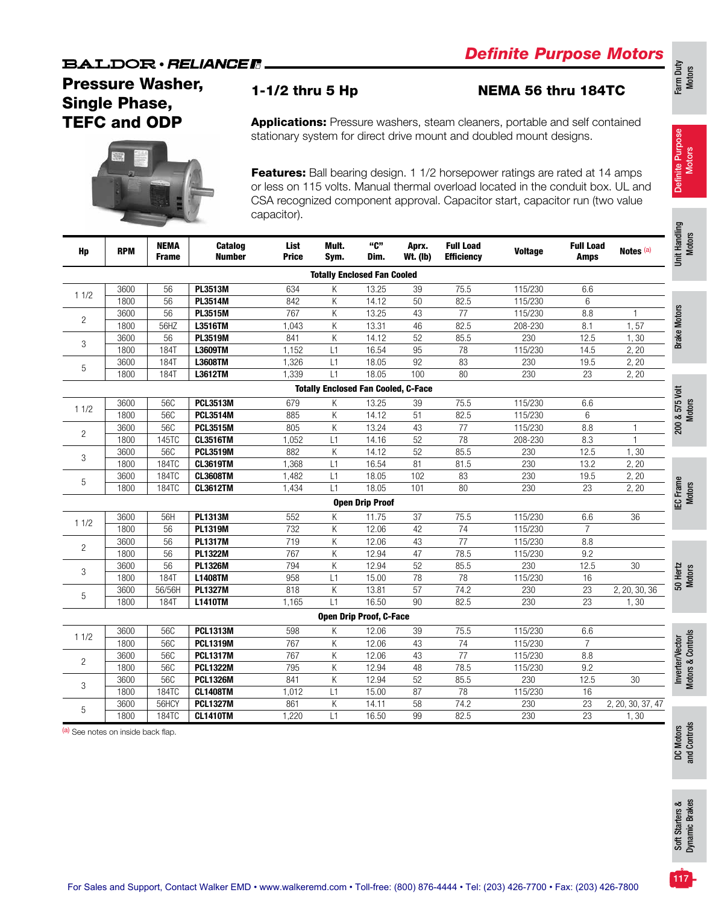# Definite Purpose Motors

BALDOR • RELIANCE

## Pressure Washer, Single Phase, TEFC and ODP

### 1-1/2 thru 5 Hp

### NEMA 56 thru 184TC

**Applications:** Pressure washers, steam cleaners, portable and self contained stationary system for direct drive mount and doubled mount designs.

**Features:** Ball bearing design. 1 1/2 horsepower ratings are rated at 14 amps or less on 115 volts. Manual thermal overload located in the conduit box. UL and CSA recognized component approval. Capacitor start, capacitor run (two value capacitor).

| Hp | RPM | NEMA Frame | Catalog Number | List Price | Mult. Sym. | "C" Dim. | Aprx. Wt. (lb) | Full Load Efficiency | Voltage | Full Load Amps | Notes [a] |
|---|---|---|---|---|---|---|---|---|---|---|---|
| **Totally Enclosed Fan Cooled** | | | | | | | | | | | |
| 1 1/2 | 3600 | 56 | **PL3513M** | 634 | K | 13.25 | 39 | 75.5 | 115/230 | 6.6 | |
| | 1800 | 56 | **PL3514M** | 842 | K | 14.12 | 50 | 82.5 | 115/230 | 6 | |
| 2 | 3600 | 56 | **PL3515M** | 767 | K | 13.25 | 43 | 77 | 115/230 | 8.8 | 1 |
| | 1800 | 56HZ | **L3516TM** | 1,043 | K | 13.31 | 46 | 82.5 | 208-230 | 8.1 | 1, 57 |
| 3 | 3600 | 56 | **PL3519M** | 841 | K | 14.12 | 52 | 85.5 | 230 | 12.5 | 1, 30 |
| | 1800 | 184T | **L3609TM** | 1,152 | L1 | 16.54 | 95 | 78 | 115/230 | 14.5 | 2, 20 |
| 5 | 3600 | 184T | **L3608TM** | 1,326 | L1 | 18.05 | 92 | 83 | 230 | 19.5 | 2, 20 |
| | 1800 | 184T | **L3612TM** | 1,339 | L1 | 18.05 | 100 | 80 | 230 | 23 | 2, 20 |
| **Totally Enclosed Fan Cooled, C-Face** | | | | | | | | | | | |
| 1 1/2 | 3600 | 56C | **PCL3513M** | 679 | K | 13.25 | 39 | 75.5 | 115/230 | 6.6 | |
| | 1800 | 56C | **PCL3514M** | 885 | K | 14.12 | 51 | 82.5 | 115/230 | 6 | |
| 2 | 3600 | 56C | **PCL3515M** | 805 | K | 13.24 | 43 | 77 | 115/230 | 8.8 | 1 |
| | 1800 | 145TC | **CL3516TM** | 1,052 | L1 | 14.16 | 52 | 78 | 208-230 | 8.3 | 1 |
| 3 | 3600 | 56C | **PCL3519M** | 882 | K | 14.12 | 52 | 85.5 | 230 | 12.5 | 1, 30 |
| | 1800 | 184TC | **CL3619TM** | 1,368 | L1 | 16.54 | 81 | 81.5 | 230 | 13.2 | 2, 20 |
| 5 | 3600 | 184TC | **CL3608TM** | 1,482 | L1 | 18.05 | 102 | 83 | 230 | 19.5 | 2, 20 |
| | 1800 | 184TC | **CL3612TM** | 1,434 | L1 | 18.05 | 101 | 80 | 230 | 23 | 2, 20 |
| **Open Drip Proof** | | | | | | | | | | | |
| 1 1/2 | 3600 | 56H | **PL1313M** | 552 | K | 11.75 | 37 | 75.5 | 115/230 | 6.6 | 36 |
| | 1800 | 56 | **PL1319M** | 732 | K | 12.06 | 42 | 74 | 115/230 | 7 | |
| 2 | 3600 | 56 | **PL1317M** | 719 | K | 12.06 | 43 | 77 | 115/230 | 8.8 | |
| | 1800 | 56 | **PL1322M** | 767 | K | 12.94 | 47 | 78.5 | 115/230 | 9.2 | |
| 3 | 3600 | 56 | **PL1326M** | 794 | K | 12.94 | 52 | 85.5 | 230 | 12.5 | 30 |
| | 1800 | 184T | **L1408TM** | 958 | L1 | 15.00 | 78 | 78 | 115/230 | 16 | |
| 5 | 3600 | 56/56H | **PL1327M** | 818 | K | 13.81 | 57 | 74.2 | 230 | 23 | 2, 20, 30, 36 |
| | 1800 | 184T | **L1410TM** | 1,165 | L1 | 16.50 | 90 | 82.5 | 230 | 23 | 1, 30 |
| **Open Drip Proof, C-Face** | | | | | | | | | | | |
| 1 1/2 | 3600 | 56C | **PCL1313M** | 598 | K | 12.06 | 39 | 75.5 | 115/230 | 6.6 | |
| | 1800 | 56C | **PCL1319M** | 767 | K | 12.06 | 43 | 74 | 115/230 | 7 | |
| 2 | 3600 | 56C | **PCL1317M** | 767 | K | 12.06 | 43 | 77 | 115/230 | 8.8 | |
| | 1800 | 56C | **PCL1322M** | 795 | K | 12.94 | 48 | 78.5 | 115/230 | 9.2 | |
| 3 | 3600 | 56C | **PCL1326M** | 841 | K | 12.94 | 52 | 85.5 | 230 | 12.5 | 30 |
| | 1800 | 184TC | **CL1408TM** | 1,012 | L1 | 15.00 | 87 | 78 | 115/230 | 16 | |
| 5 | 3600 | 56HCY | **PCL1327M** | 861 | K | 14.11 | 58 | 74.2 | 230 | 23 | 2, 20, 30, 37, 47 |
| | 1800 | 184TC | **CL1410TM** | 1,220 | L1 | 16.50 | 99 | 82.5 | 230 | 23 | 1, 30 |

[a] See notes on inside back flap.

For Sales and Support, Contact Walker EMD • www.walkeremd.com • Toll-free: (800) 876-4444 • Tel: (203) 426-7700 • Fax: (203) 426-7800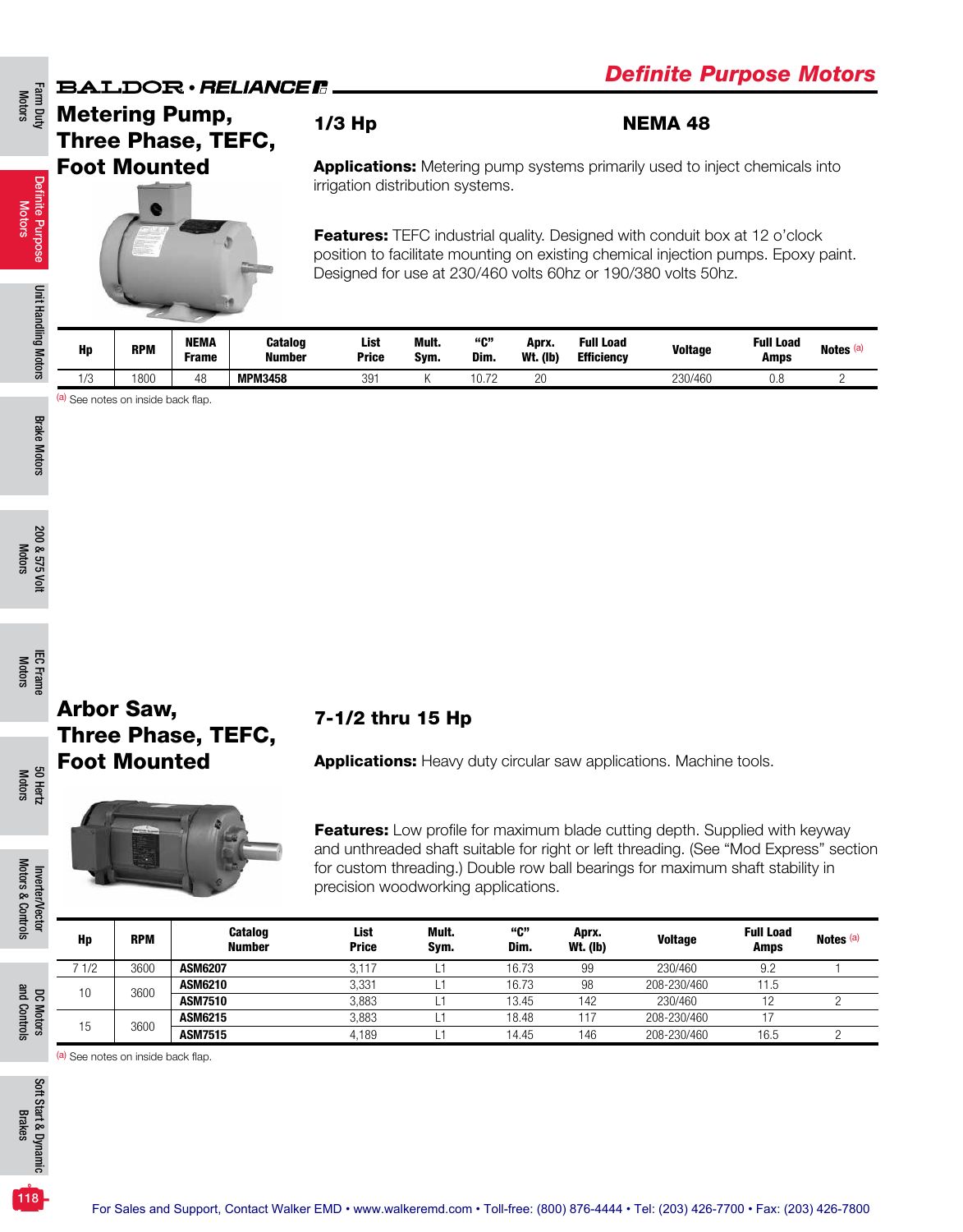## Metering Pump, Three Phase, TEFC, Foot Mounted

**1/3 Hp** **NEMA 48**

**Applications:** Metering pump systems primarily used to inject chemicals into irrigation distribution systems.

**Features:** TEFC industrial quality. Designed with conduit box at 12 o'clock position to facilitate mounting on existing chemical injection pumps. Epoxy paint. Designed for use at 230/460 volts 60hz or 190/380 volts 50hz.

| Hp | RPM | NEMA Frame | Catalog Number | List Price | Mult. Sym. | "C" Dim. | Aprx. Wt. (lb) | Full Load Efficiency | Voltage | Full Load Amps | Notes [a] |
|---|---|---|---|---|---|---|---|---|---|---|---|
| 1/3 | 1800 | 48 | **MPM3458** | 391 | K | 10.72 | 20 | | 230/460 | 0.8 | 2 |

[a] See notes on inside back flap.

## Arbor Saw, Three Phase, TEFC, Foot Mounted

**7-1/2 thru 15 Hp**

**Applications:** Heavy duty circular saw applications. Machine tools.

**Features:** Low profile for maximum blade cutting depth. Supplied with keyway and unthreaded shaft suitable for right or left threading. (See "Mod Express" section for custom threading.) Double row ball bearings for maximum shaft stability in precision woodworking applications.

| Hp | RPM | Catalog Number | List Price | Mult. Sym. | "C" Dim. | Aprx. Wt. (lb) | Voltage | Full Load Amps | Notes [a] |
|---|---|---|---|---|---|---|---|---|---|
| 7 1/2 | 3600 | **ASM6207** | 3,117 | L1 | 16.73 | 99 | 230/460 | 9.2 | 1 |
| 10 | 3600 | **ASM6210** | 3,331 | L1 | 16.73 | 98 | 208-230/460 | 11.5 | |
| | | **ASM7510** | 3,883 | L1 | 13.45 | 142 | 230/460 | 12 | 2 |
| 15 | 3600 | **ASM6215** | 3,883 | L1 | 18.48 | 117 | 208-230/460 | 17 | |
| | | **ASM7515** | 4,189 | L1 | 14.45 | 146 | 208-230/460 | 16.5 | 2 |

[a] See notes on inside back flap.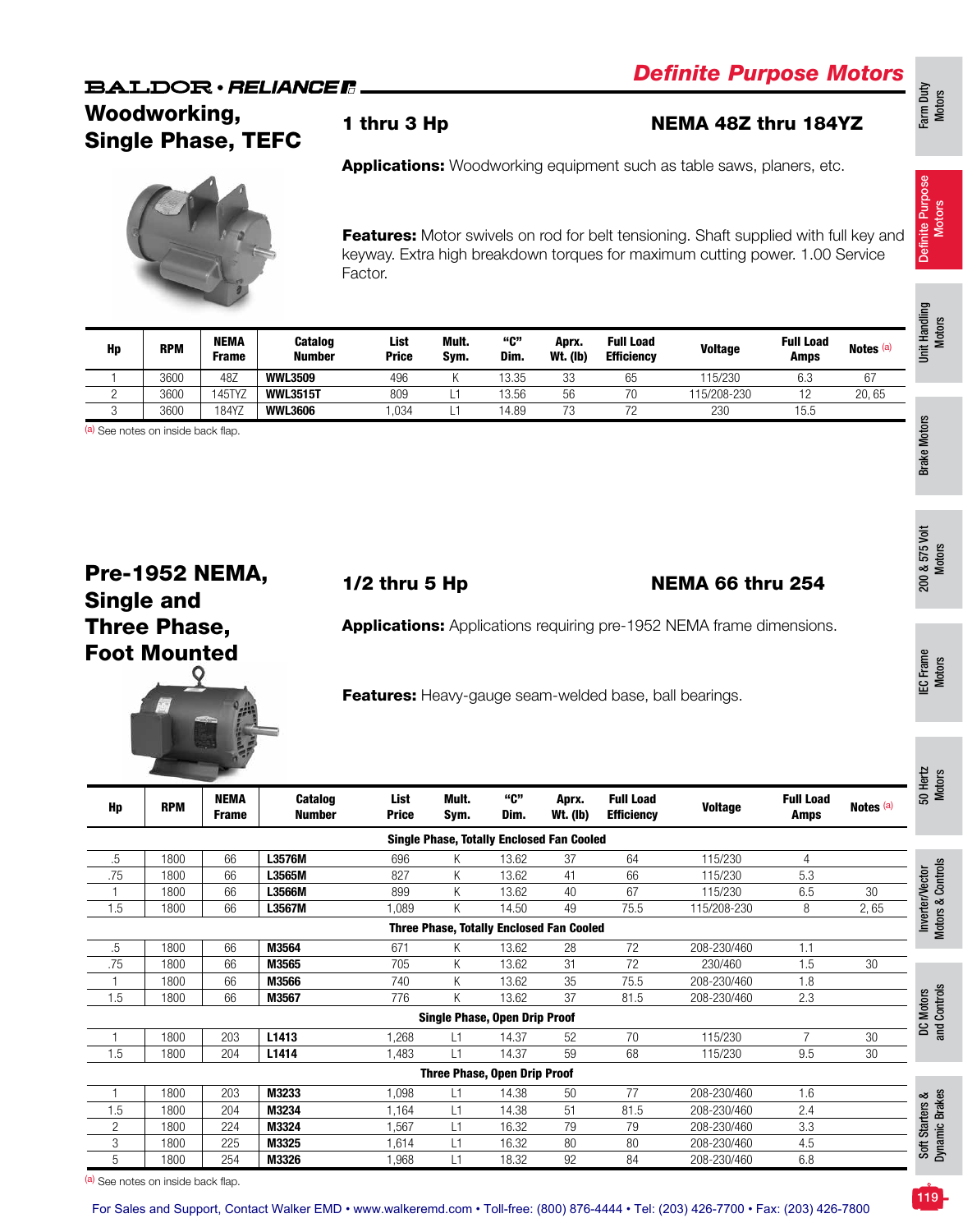BALDOR • RELIANCE

## Definite Purpose Motors

## Woodworking, Single Phase, TEFC

### 1 thru 3 Hp

### NEMA 48Z thru 184YZ

**Applications:** Woodworking equipment such as table saws, planers, etc.

**Features:** Motor swivels on rod for belt tensioning. Shaft supplied with full key and keyway. Extra high breakdown torques for maximum cutting power. 1.00 Service Factor.

| Hp | RPM | NEMA Frame | Catalog Number | List Price | Mult. Sym. | "C" Dim. | Aprx. Wt. (lb) | Full Load Efficiency | Voltage | Full Load Amps | Notes [a] |
|---|---|---|---|---|---|---|---|---|---|---|---|
| 1 | 3600 | 48Z | **WWL3509** | 496 | K | 13.35 | 33 | 65 | 115/230 | 6.3 | 67 |
| 2 | 3600 | 145TYZ | **WWL3515T** | 809 | L1 | 13.56 | 56 | 70 | 115/208-230 | 12 | 20, 65 |
| 3 | 3600 | 184YZ | **WWL3606** | 1,034 | L1 | 14.89 | 73 | 72 | 230 | 15.5 | |

[a] See notes on inside back flap.

## Pre-1952 NEMA, Single and Three Phase, Foot Mounted

### 1/2 thru 5 Hp

### NEMA 66 thru 254

**Applications:** Applications requiring pre-1952 NEMA frame dimensions.

**Features:** Heavy-gauge seam-welded base, ball bearings.

| Hp | RPM | NEMA Frame | Catalog Number | List Price | Mult. Sym. | "C" Dim. | Aprx. Wt. (lb) | Full Load Efficiency | Voltage | Full Load Amps | Notes [a] |
|---|---|---|---|---|---|---|---|---|---|---|---|
| **Single Phase, Totally Enclosed Fan Cooled** | | | | | | | | | | | |
| .5 | 1800 | 66 | **L3576M** | 696 | K | 13.62 | 37 | 64 | 115/230 | 4 | |
| .75 | 1800 | 66 | **L3565M** | 827 | K | 13.62 | 41 | 66 | 115/230 | 5.3 | |
| 1 | 1800 | 66 | **L3566M** | 899 | K | 13.62 | 40 | 67 | 115/230 | 6.5 | 30 |
| 1.5 | 1800 | 66 | **L3567M** | 1,089 | K | 14.50 | 49 | 75.5 | 115/208-230 | 8 | 2, 65 |
| **Three Phase, Totally Enclosed Fan Cooled** | | | | | | | | | | | |
| .5 | 1800 | 66 | **M3564** | 671 | K | 13.62 | 28 | 72 | 208-230/460 | 1.1 | |
| .75 | 1800 | 66 | **M3565** | 705 | K | 13.62 | 31 | 72 | 230/460 | 1.5 | 30 |
| 1 | 1800 | 66 | **M3566** | 740 | K | 13.62 | 35 | 75.5 | 208-230/460 | 1.8 | |
| 1.5 | 1800 | 66 | **M3567** | 776 | K | 13.62 | 37 | 81.5 | 208-230/460 | 2.3 | |
| **Single Phase, Open Drip Proof** | | | | | | | | | | | |
| 1 | 1800 | 203 | **L1413** | 1,268 | L1 | 14.37 | 52 | 70 | 115/230 | 7 | 30 |
| 1.5 | 1800 | 204 | **L1414** | 1,483 | L1 | 14.37 | 59 | 68 | 115/230 | 9.5 | 30 |
| **Three Phase, Open Drip Proof** | | | | | | | | | | | |
| 1 | 1800 | 203 | **M3233** | 1,098 | L1 | 14.38 | 50 | 77 | 208-230/460 | 1.6 | |
| 1.5 | 1800 | 204 | **M3234** | 1,164 | L1 | 14.38 | 51 | 81.5 | 208-230/460 | 2.4 | |
| 2 | 1800 | 224 | **M3324** | 1,567 | L1 | 16.32 | 79 | 79 | 208-230/460 | 3.3 | |
| 3 | 1800 | 225 | **M3325** | 1,614 | L1 | 16.32 | 80 | 80 | 208-230/460 | 4.5 | |
| 5 | 1800 | 254 | **M3326** | 1,968 | L1 | 18.32 | 92 | 84 | 208-230/460 | 6.8 | |

[a] See notes on inside back flap.

For Sales and Support, Contact Walker EMD • www.walkeremd.com • Toll-free: (800) 876-4444 • Tel: (203) 426-7700 • Fax: (203) 426-7800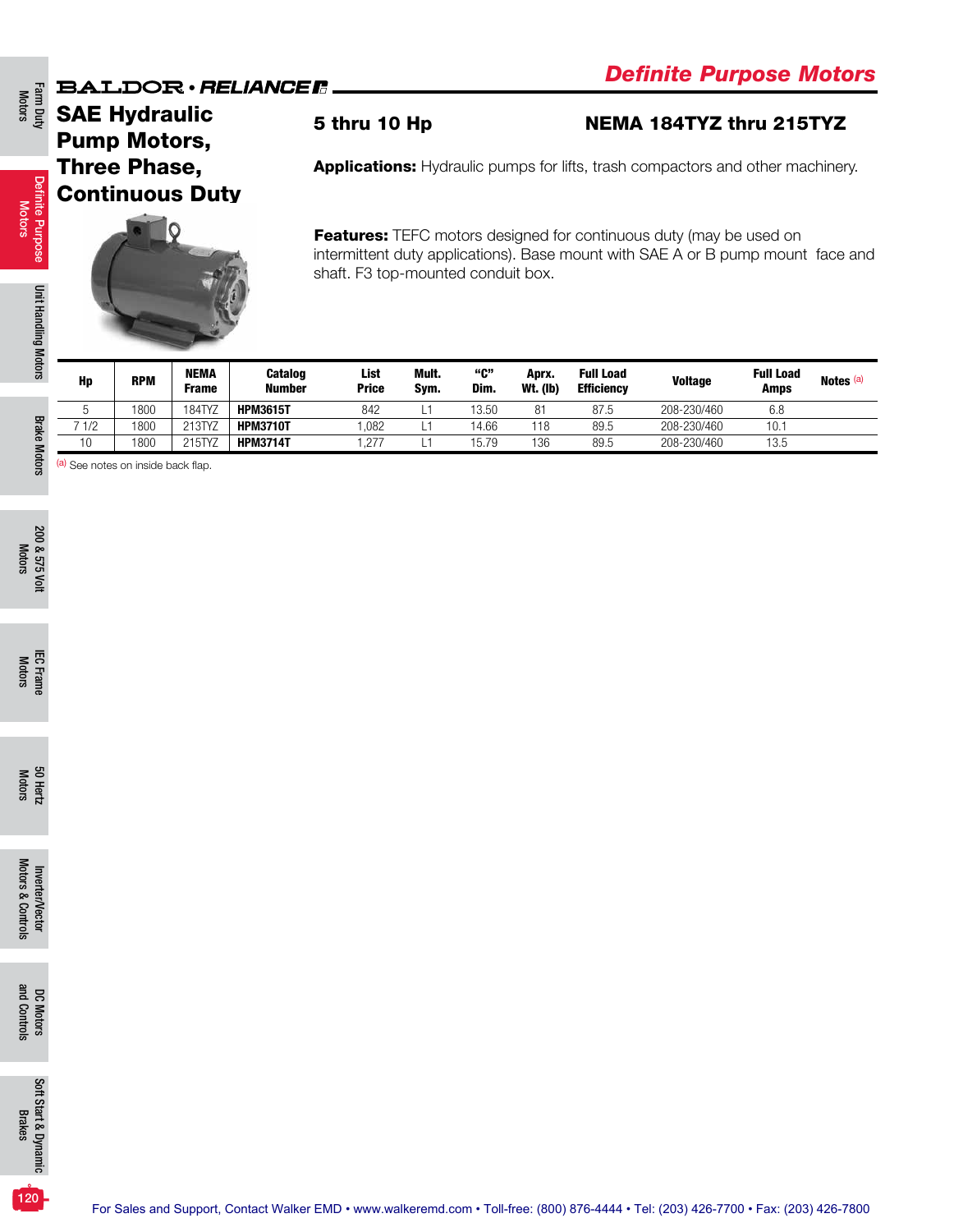BALDOR • RELIANCE

# Definite Purpose Motors

## SAE Hydraulic Pump Motors, Three Phase, Continuous Duty

### 5 thru 10 Hp

### NEMA 184TYZ thru 215TYZ

**Applications:** Hydraulic pumps for lifts, trash compactors and other machinery.

**Features:** TEFC motors designed for continuous duty (may be used on intermittent duty applications). Base mount with SAE A or B pump mount face and shaft. F3 top-mounted conduit box.

| Hp | RPM | NEMA Frame | Catalog Number | List Price | Mult. Sym. | "C" Dim. | Aprx. Wt. (lb) | Full Load Efficiency | Voltage | Full Load Amps | Notes [a] |
|---|---|---|---|---|---|---|---|---|---|---|---|
| 5 | 1800 | 184TYZ | **HPM3615T** | 842 | L1 | 13.50 | 81 | 87.5 | 208-230/460 | 6.8 | |
| 7 1/2 | 1800 | 213TYZ | **HPM3710T** | 1,082 | L1 | 14.66 | 118 | 89.5 | 208-230/460 | 10.1 | |
| 10 | 1800 | 215TYZ | **HPM3714T** | 1,277 | L1 | 15.79 | 136 | 89.5 | 208-230/460 | 13.5 | |

[a] See notes on inside back flap.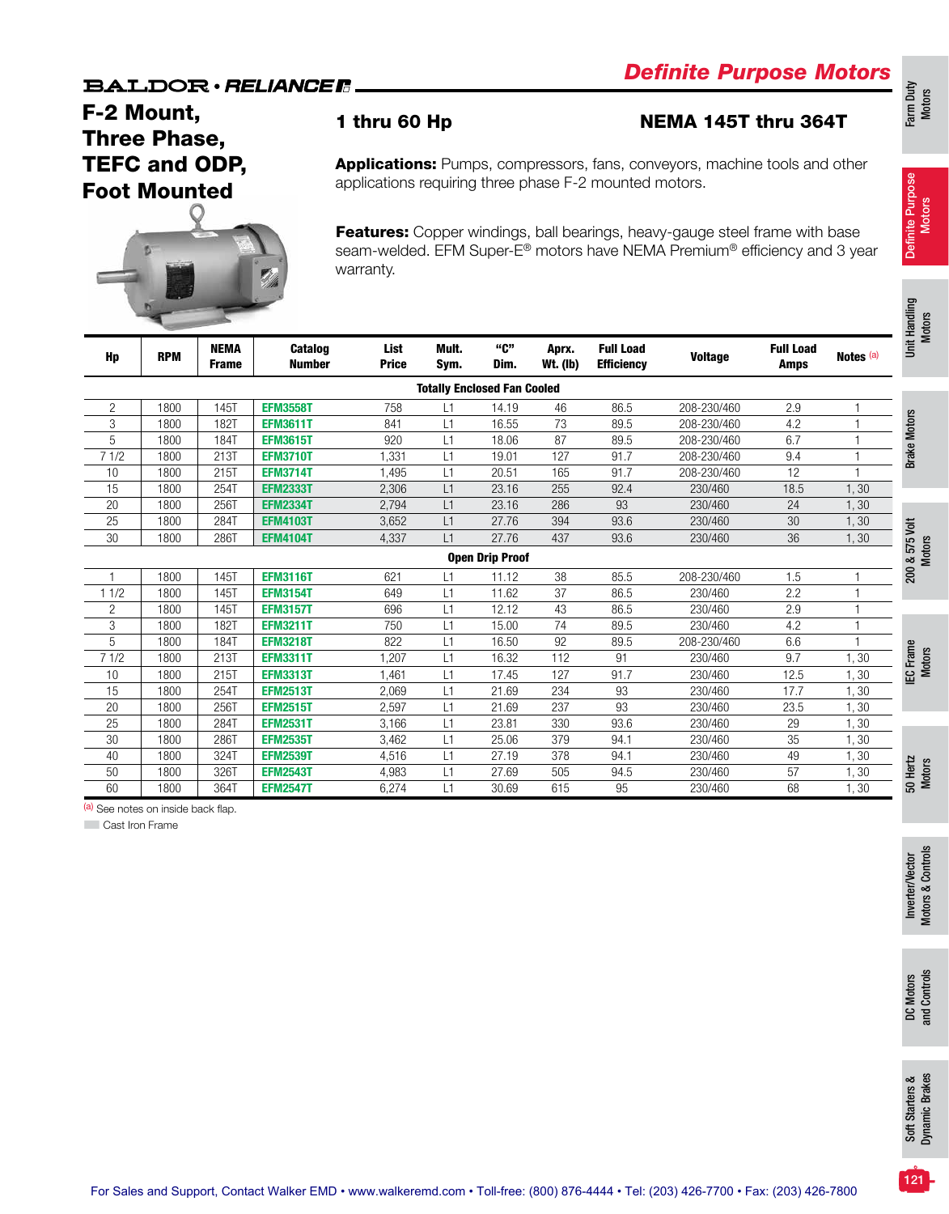# Definite Purpose Motors

## F-2 Mount, Three Phase, TEFC and ODP, Foot Mounted

**1 thru 60 Hp** | **NEMA 145T thru 364T**

**Applications:** Pumps, compressors, fans, conveyors, machine tools and other applications requiring three phase F-2 mounted motors.

**Features:** Copper windings, ball bearings, heavy-gauge steel frame with base seam-welded. EFM Super-E® motors have NEMA Premium® efficiency and 3 year warranty.

| Hp | RPM | NEMA Frame | Catalog Number | List Price | Mult. Sym. | "C" Dim. | Aprx. Wt. (lb) | Full Load Efficiency | Voltage | Full Load Amps | Notes (a) |
|---|---|---|---|---|---|---|---|---|---|---|---|
| **Totally Enclosed Fan Cooled** | | | | | | | | | | | |
| 2 | 1800 | 145T | EFM3558T | 758 | L1 | 14.19 | 46 | 86.5 | 208-230/460 | 2.9 | 1 |
| 3 | 1800 | 182T | EFM3611T | 841 | L1 | 16.55 | 73 | 89.5 | 208-230/460 | 4.2 | 1 |
| 5 | 1800 | 184T | EFM3615T | 920 | L1 | 18.06 | 87 | 89.5 | 208-230/460 | 6.7 | 1 |
| 7 1/2 | 1800 | 213T | EFM3710T | 1,331 | L1 | 19.01 | 127 | 91.7 | 208-230/460 | 9.4 | 1 |
| 10 | 1800 | 215T | EFM3714T | 1,495 | L1 | 20.51 | 165 | 91.7 | 208-230/460 | 12 | 1 |
| 15 | 1800 | 254T | EFM2333T | 2,306 | L1 | 23.16 | 255 | 92.4 | 230/460 | 18.5 | 1, 30 |
| 20 | 1800 | 256T | EFM2334T | 2,794 | L1 | 23.16 | 286 | 93 | 230/460 | 24 | 1, 30 |
| 25 | 1800 | 284T | EFM4103T | 3,652 | L1 | 27.76 | 394 | 93.6 | 230/460 | 30 | 1, 30 |
| 30 | 1800 | 286T | EFM4104T | 4,337 | L1 | 27.76 | 437 | 93.6 | 230/460 | 36 | 1, 30 |
| **Open Drip Proof** | | | | | | | | | | | |
| 1 | 1800 | 145T | EFM3116T | 621 | L1 | 11.12 | 38 | 85.5 | 208-230/460 | 1.5 | 1 |
| 1 1/2 | 1800 | 145T | EFM3154T | 649 | L1 | 11.62 | 37 | 86.5 | 230/460 | 2.2 | 1 |
| 2 | 1800 | 145T | EFM3157T | 696 | L1 | 12.12 | 43 | 86.5 | 230/460 | 2.9 | 1 |
| 3 | 1800 | 182T | EFM3211T | 750 | L1 | 15.00 | 74 | 89.5 | 230/460 | 4.2 | 1 |
| 5 | 1800 | 184T | EFM3218T | 822 | L1 | 16.50 | 92 | 89.5 | 208-230/460 | 6.6 | 1 |
| 7 1/2 | 1800 | 213T | EFM3311T | 1,207 | L1 | 16.32 | 112 | 91 | 230/460 | 9.7 | 1, 30 |
| 10 | 1800 | 215T | EFM3313T | 1,461 | L1 | 17.45 | 127 | 91.7 | 230/460 | 12.5 | 1, 30 |
| 15 | 1800 | 254T | EFM2513T | 2,069 | L1 | 21.69 | 234 | 93 | 230/460 | 17.7 | 1, 30 |
| 20 | 1800 | 256T | EFM2515T | 2,597 | L1 | 21.69 | 237 | 93 | 230/460 | 23.5 | 1, 30 |
| 25 | 1800 | 284T | EFM2531T | 3,166 | L1 | 23.81 | 330 | 93.6 | 230/460 | 29 | 1, 30 |
| 30 | 1800 | 286T | EFM2535T | 3,462 | L1 | 25.06 | 379 | 94.1 | 230/460 | 35 | 1, 30 |
| 40 | 1800 | 324T | EFM2539T | 4,516 | L1 | 27.19 | 378 | 94.1 | 230/460 | 49 | 1, 30 |
| 50 | 1800 | 326T | EFM2543T | 4,983 | L1 | 27.69 | 505 | 94.5 | 230/460 | 57 | 1, 30 |
| 60 | 1800 | 364T | EFM2547T | 6,274 | L1 | 30.69 | 615 | 95 | 230/460 | 68 | 1, 30 |

(a) See notes on inside back flap.

Cast Iron Frame (shaded rows: EFM2333T, EFM2334T, EFM4103T, EFM4104T)

For Sales and Support, Contact Walker EMD • www.walkeremd.com • Toll-free: (800) 876-4444 • Tel: (203) 426-7700 • Fax: (203) 426-7800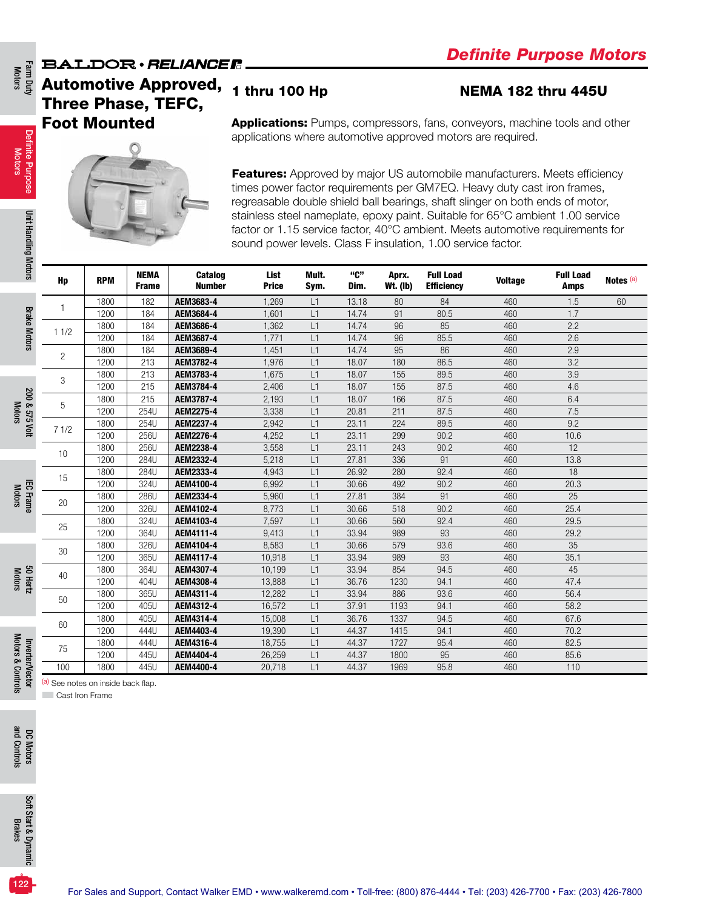# Definite Purpose Motors

## Automotive Approved, Three Phase, TEFC, Foot Mounted

## 1 thru 100 Hp

## NEMA 182 thru 445U

**Applications:** Pumps, compressors, fans, conveyors, machine tools and other applications where automotive approved motors are required.

**Features:** Approved by major US automobile manufacturers. Meets efficiency times power factor requirements per GM7EQ. Heavy duty cast iron frames, regreasable double shield ball bearings, shaft slinger on both ends of motor, stainless steel nameplate, epoxy paint. Suitable for 65°C ambient 1.00 service factor or 1.15 service factor, 40°C ambient. Meets automotive requirements for sound power levels. Class F insulation, 1.00 service factor.

| Hp | RPM | NEMA Frame | Catalog Number | List Price | Mult. Sym. | "C" Dim. | Aprx. Wt. (lb) | Full Load Efficiency | Voltage | Full Load Amps | Notes [a] |
|---|---|---|---|---|---|---|---|---|---|---|---|
| 1 | 1800 | 182 | **AEM3683-4** | 1,269 | L1 | 13.18 | 80 | 84 | 460 | 1.5 | 60 |
| | 1200 | 184 | **AEM3684-4** | 1,601 | L1 | 14.74 | 91 | 80.5 | 460 | 1.7 | |
| 1 1/2 | 1800 | 184 | **AEM3686-4** | 1,362 | L1 | 14.74 | 96 | 85 | 460 | 2.2 | |
| | 1200 | 184 | **AEM3687-4** | 1,771 | L1 | 14.74 | 96 | 85.5 | 460 | 2.6 | |
| 2 | 1800 | 184 | **AEM3689-4** | 1,451 | L1 | 14.74 | 95 | 86 | 460 | 2.9 | |
| | 1200 | 213 | **AEM3782-4** | 1,976 | L1 | 18.07 | 180 | 86.5 | 460 | 3.2 | |
| 3 | 1800 | 213 | **AEM3783-4** | 1,675 | L1 | 18.07 | 155 | 89.5 | 460 | 3.9 | |
| | 1200 | 215 | **AEM3784-4** | 2,406 | L1 | 18.07 | 155 | 87.5 | 460 | 4.6 | |
| 5 | 1800 | 215 | **AEM3787-4** | 2,193 | L1 | 18.07 | 166 | 87.5 | 460 | 6.4 | |
| | 1200 | 254U | **AEM2275-4** | 3,338 | L1 | 20.81 | 211 | 87.5 | 460 | 7.5 | |
| 7 1/2 | 1800 | 254U | **AEM2237-4** | 2,942 | L1 | 23.11 | 224 | 89.5 | 460 | 9.2 | |
| | 1200 | 256U | **AEM2276-4** | 4,252 | L1 | 23.11 | 299 | 90.2 | 460 | 10.6 | |
| 10 | 1800 | 256U | **AEM2238-4** | 3,558 | L1 | 23.11 | 243 | 90.2 | 460 | 12 | |
| | 1200 | 284U | **AEM2332-4** | 5,218 | L1 | 27.81 | 336 | 91 | 460 | 13.8 | |
| 15 | 1800 | 284U | **AEM2333-4** | 4,943 | L1 | 26.92 | 280 | 92.4 | 460 | 18 | |
| | 1200 | 324U | **AEM4100-4** | 6,992 | L1 | 30.66 | 492 | 90.2 | 460 | 20.3 | |
| 20 | 1800 | 286U | **AEM2334-4** | 5,960 | L1 | 27.81 | 384 | 91 | 460 | 25 | |
| | 1200 | 326U | **AEM4102-4** | 8,773 | L1 | 30.66 | 518 | 90.2 | 460 | 25.4 | |
| 25 | 1800 | 324U | **AEM4103-4** | 7,597 | L1 | 30.66 | 560 | 92.4 | 460 | 29.5 | |
| | 1200 | 364U | **AEM4111-4** | 9,413 | L1 | 33.94 | 989 | 93 | 460 | 29.2 | |
| 30 | 1800 | 326U | **AEM4104-4** | 8,583 | L1 | 30.66 | 579 | 93.6 | 460 | 35 | |
| | 1200 | 365U | **AEM4117-4** | 10,918 | L1 | 33.94 | 989 | 93 | 460 | 35.1 | |
| 40 | 1800 | 364U | **AEM4307-4** | 10,199 | L1 | 33.94 | 854 | 94.5 | 460 | 45 | |
| | 1200 | 404U | **AEM4308-4** | 13,888 | L1 | 36.76 | 1230 | 94.1 | 460 | 47.4 | |
| 50 | 1800 | 365U | **AEM4311-4** | 12,282 | L1 | 33.94 | 886 | 93.6 | 460 | 56.4 | |
| | 1200 | 405U | **AEM4312-4** | 16,572 | L1 | 37.91 | 1193 | 94.1 | 460 | 58.2 | |
| 60 | 1800 | 405U | **AEM4314-4** | 15,008 | L1 | 36.76 | 1337 | 94.5 | 460 | 67.6 | |
| | 1200 | 444U | **AEM4403-4** | 19,390 | L1 | 44.37 | 1415 | 94.1 | 460 | 70.2 | |
| 75 | 1800 | 444U | **AEM4316-4** | 18,755 | L1 | 44.37 | 1727 | 95.4 | 460 | 82.5 | |
| | 1200 | 445U | **AEM4404-4** | 26,259 | L1 | 44.37 | 1800 | 95 | 460 | 85.6 | |
| 100 | 1800 | 445U | **AEM4400-4** | 20,718 | L1 | 44.37 | 1969 | 95.8 | 460 | 110 | |

[a] See notes on inside back flap.

Cast Iron Frame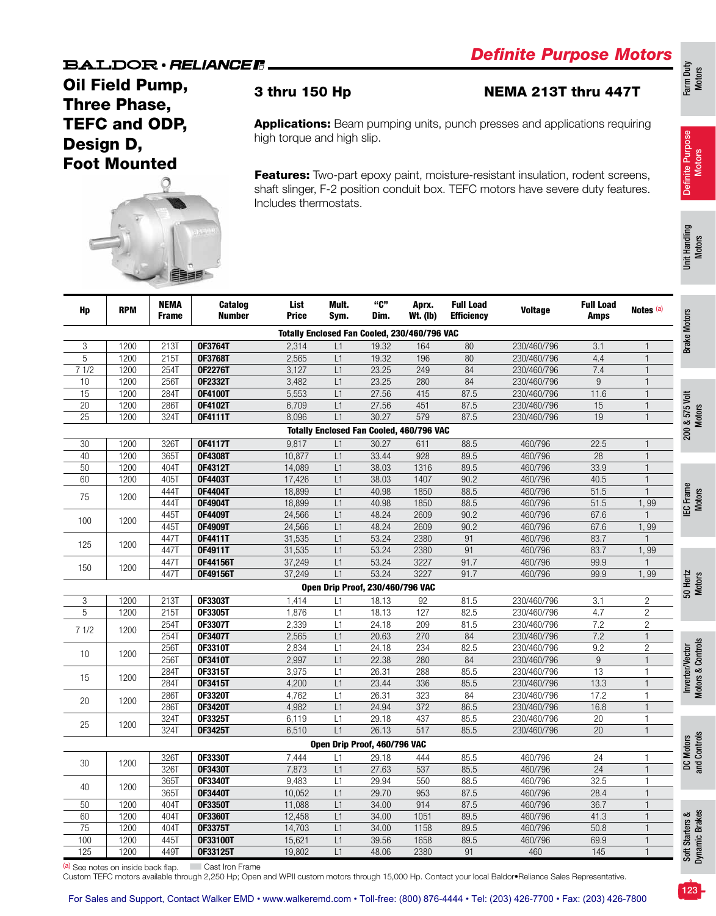**BALDOR • RELIANCE**

## Definite Purpose Motors

# Oil Field Pump, Three Phase, TEFC and ODP, Design D, Foot Mounted

### 3 thru 150 Hp

### NEMA 213T thru 447T

**Applications:** Beam pumping units, punch presses and applications requiring high torque and high slip.

**Features:** Two-part epoxy paint, moisture-resistant insulation, rodent screens, shaft slinger, F-2 position conduit box. TEFC motors have severe duty features. Includes thermostats.

| Hp | RPM | NEMA Frame | Catalog Number | List Price | Mult. Sym. | "C" Dim. | Aprx. Wt. (lb) | Full Load Efficiency | Voltage | Full Load Amps | Notes [a] |
|---|---|---|---|---|---|---|---|---|---|---|---|
| **Totally Enclosed Fan Cooled, 230/460/796 VAC** | | | | | | | | | | | |
| 3 | 1200 | 213T | **OF3764T** | 2,314 | L1 | 19.32 | 164 | 80 | 230/460/796 | 3.1 | 1 |
| 5 | 1200 | 215T | **OF3768T** | 2,565 | L1 | 19.32 | 196 | 80 | 230/460/796 | 4.4 | 1 |
| 7 1/2 | 1200 | 254T | **OF2276T** | 3,127 | L1 | 23.25 | 249 | 84 | 230/460/796 | 7.4 | 1 |
| 10 | 1200 | 256T | **OF2332T** | 3,482 | L1 | 23.25 | 280 | 84 | 230/460/796 | 9 | 1 |
| 15 | 1200 | 284T | **OF4100T** | 5,553 | L1 | 27.56 | 415 | 87.5 | 230/460/796 | 11.6 | 1 |
| 20 | 1200 | 286T | **OF4102T** | 6,709 | L1 | 27.56 | 451 | 87.5 | 230/460/796 | 15 | 1 |
| 25 | 1200 | 324T | **OF4111T** | 8,096 | L1 | 30.27 | 579 | 87.5 | 230/460/796 | 19 | 1 |
| **Totally Enclosed Fan Cooled, 460/796 VAC** | | | | | | | | | | | |
| 30 | 1200 | 326T | **OF4117T** | 9,817 | L1 | 30.27 | 611 | 88.5 | 460/796 | 22.5 | 1 |
| 40 | 1200 | 365T | **OF4308T** | 10,877 | L1 | 33.44 | 928 | 89.5 | 460/796 | 28 | 1 |
| 50 | 1200 | 404T | **OF4312T** | 14,089 | L1 | 38.03 | 1316 | 89.5 | 460/796 | 33.9 | 1 |
| 60 | 1200 | 405T | **OF4403T** | 17,426 | L1 | 38.03 | 1407 | 90.2 | 460/796 | 40.5 | 1 |
| 75 | 1200 | 444T | **OF4404T** | 18,899 | L1 | 40.98 | 1850 | 88.5 | 460/796 | 51.5 | 1 |
| | | 444T | **OF4904T** | 18,899 | L1 | 40.98 | 1850 | 88.5 | 460/796 | 51.5 | 1, 99 |
| 100 | 1200 | 445T | **OF4409T** | 24,566 | L1 | 48.24 | 2609 | 90.2 | 460/796 | 67.6 | 1 |
| | | 445T | **OF4909T** | 24,566 | L1 | 48.24 | 2609 | 90.2 | 460/796 | 67.6 | 1, 99 |
| 125 | 1200 | 447T | **OF4411T** | 31,535 | L1 | 53.24 | 2380 | 91 | 460/796 | 83.7 | 1 |
| | | 447T | **OF4911T** | 31,535 | L1 | 53.24 | 2380 | 91 | 460/796 | 83.7 | 1, 99 |
| 150 | 1200 | 447T | **OF44156T** | 37,249 | L1 | 53.24 | 3227 | 91.7 | 460/796 | 99.9 | 1 |
| | | 447T | **OF49156T** | 37,249 | L1 | 53.24 | 3227 | 91.7 | 460/796 | 99.9 | 1, 99 |
| **Open Drip Proof, 230/460/796 VAC** | | | | | | | | | | | |
| 3 | 1200 | 213T | **OF3303T** | 1,414 | L1 | 18.13 | 92 | 81.5 | 230/460/796 | 3.1 | 2 |
| 5 | 1200 | 215T | **OF3305T** | 1,876 | L1 | 18.13 | 127 | 82.5 | 230/460/796 | 4.7 | 2 |
| 7 1/2 | 1200 | 254T | **OF3307T** | 2,339 | L1 | 24.18 | 209 | 81.5 | 230/460/796 | 7.2 | 2 |
| | | 254T | **OF3407T** | 2,565 | L1 | 20.63 | 270 | 84 | 230/460/796 | 7.2 | 1 |
| 10 | 1200 | 256T | **OF3310T** | 2,834 | L1 | 24.18 | 234 | 82.5 | 230/460/796 | 9.2 | 2 |
| | | 256T | **OF3410T** | 2,997 | L1 | 22.38 | 280 | 84 | 230/460/796 | 9 | 1 |
| 15 | 1200 | 284T | **OF3315T** | 3,975 | L1 | 26.31 | 288 | 85.5 | 230/460/796 | 13 | 1 |
| | | 284T | **OF3415T** | 4,200 | L1 | 23.44 | 336 | 85.5 | 230/460/796 | 13.3 | 1 |
| 20 | 1200 | 286T | **OF3320T** | 4,762 | L1 | 26.31 | 323 | 84 | 230/460/796 | 17.2 | 1 |
| | | 286T | **OF3420T** | 4,982 | L1 | 24.94 | 372 | 86.5 | 230/460/796 | 16.8 | 1 |
| 25 | 1200 | 324T | **OF3325T** | 6,119 | L1 | 29.18 | 437 | 85.5 | 230/460/796 | 20 | 1 |
| | | 324T | **OF3425T** | 6,510 | L1 | 26.13 | 517 | 85.5 | 230/460/796 | 20 | 1 |
| **Open Drip Proof, 460/796 VAC** | | | | | | | | | | | |
| 30 | 1200 | 326T | **OF3330T** | 7,444 | L1 | 29.18 | 444 | 85.5 | 460/796 | 24 | 1 |
| | | 326T | **OF3430T** | 7,873 | L1 | 27.63 | 537 | 85.5 | 460/796 | 24 | 1 |
| 40 | 1200 | 365T | **OF3340T** | 9,483 | L1 | 29.94 | 550 | 88.5 | 460/796 | 32.5 | 1 |
| | | 365T | **OF3440T** | 10,052 | L1 | 29.70 | 953 | 87.5 | 460/796 | 28.4 | 1 |
| 50 | 1200 | 404T | **OF3350T** | 11,088 | L1 | 34.00 | 914 | 87.5 | 460/796 | 36.7 | 1 |
| 60 | 1200 | 404T | **OF3360T** | 12,458 | L1 | 34.00 | 1051 | 89.5 | 460/796 | 41.3 | 1 |
| 75 | 1200 | 404T | **OF3375T** | 14,703 | L1 | 34.00 | 1158 | 89.5 | 460/796 | 50.8 | 1 |
| 100 | 1200 | 445T | **OF33100T** | 15,621 | L1 | 39.56 | 1658 | 89.5 | 460/796 | 69.9 | 1 |
| 125 | 1200 | 449T | **OF33125T** | 19,802 | L1 | 48.06 | 2380 | 91 | 460 | 145 | 1 |

[a] See notes on inside back flap. Cast Iron Frame

Custom TEFC motors available through 2,250 Hp; Open and WPII custom motors through 15,000 Hp. Contact your local Baldor•Reliance Sales Representative.

For Sales and Support, Contact Walker EMD • www.walkeremd.com • Toll-free: (800) 876-4444 • Tel: (203) 426-7700 • Fax: (203) 426-7800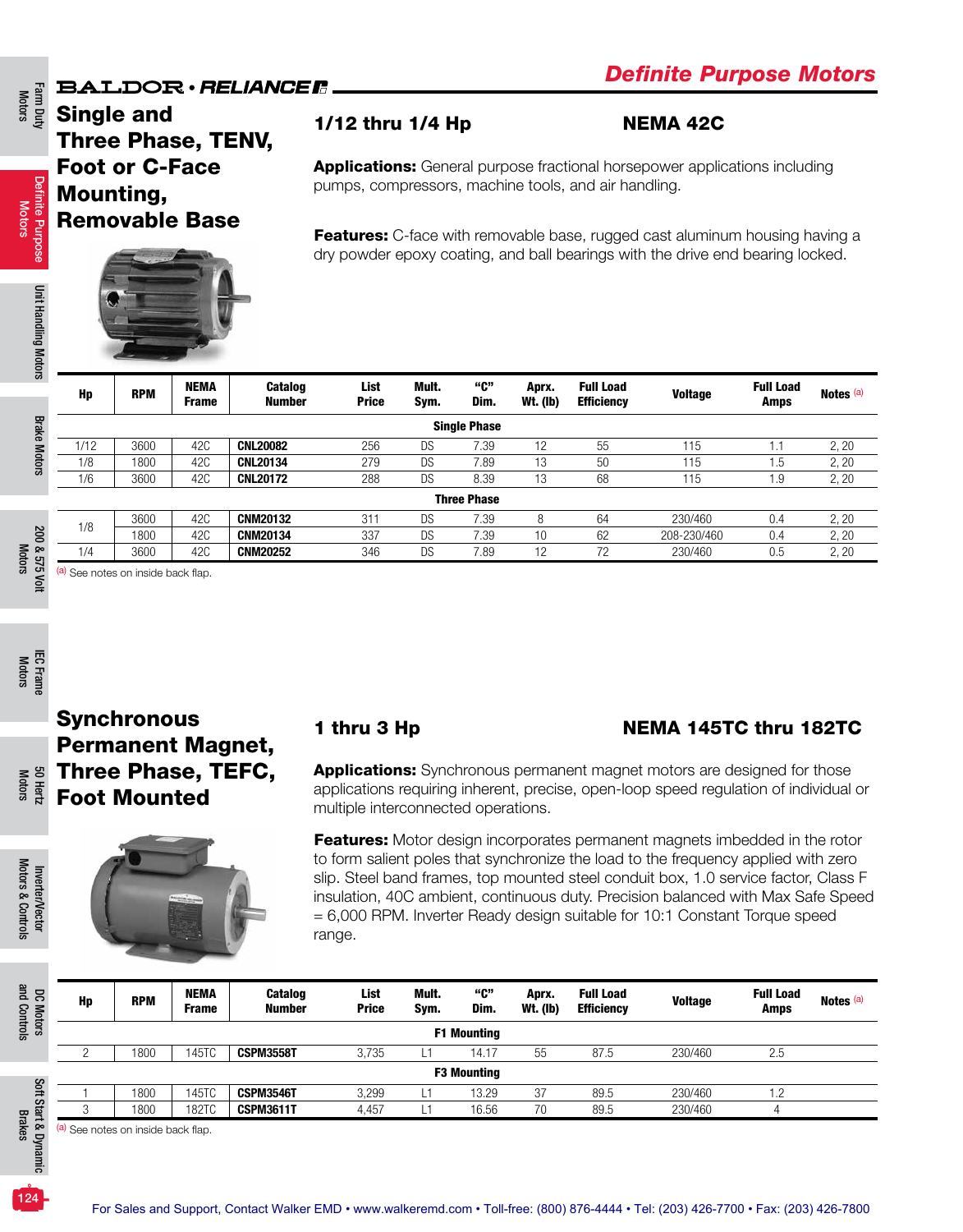# Definite Purpose Motors

## Single and Three Phase, TENV, Foot or C-Face Mounting, Removable Base

### 1/12 thru 1/4 Hp

### NEMA 42C

**Applications:** General purpose fractional horsepower applications including pumps, compressors, machine tools, and air handling.

**Features:** C-face with removable base, rugged cast aluminum housing having a dry powder epoxy coating, and ball bearings with the drive end bearing locked.

| Hp | RPM | NEMA Frame | Catalog Number | List Price | Mult. Sym. | "C" Dim. | Aprx. Wt. (lb) | Full Load Efficiency | Voltage | Full Load Amps | Notes [a] |
|---|---|---|---|---|---|---|---|---|---|---|---|
| | | | | | **Single Phase** | | | | | | |
| 1/12 | 3600 | 42C | **CNL20082** | 256 | DS | 7.39 | 12 | 55 | 115 | 1.1 | 2, 20 |
| 1/8 | 1800 | 42C | **CNL20134** | 279 | DS | 7.89 | 13 | 50 | 115 | 1.5 | 2, 20 |
| 1/6 | 3600 | 42C | **CNL20172** | 288 | DS | 8.39 | 13 | 68 | 115 | 1.9 | 2, 20 |
| | | | | | **Three Phase** | | | | | | |
| 1/8 | 3600 | 42C | **CNM20132** | 311 | DS | 7.39 | 8 | 64 | 230/460 | 0.4 | 2, 20 |
| | 1800 | 42C | **CNM20134** | 337 | DS | 7.39 | 10 | 62 | 208-230/460 | 0.4 | 2, 20 |
| 1/4 | 3600 | 42C | **CNM20252** | 346 | DS | 7.89 | 12 | 72 | 230/460 | 0.5 | 2, 20 |

[a] See notes on inside back flap.

## Synchronous Permanent Magnet, Three Phase, TEFC, Foot Mounted

### 1 thru 3 Hp

### NEMA 145TC thru 182TC

**Applications:** Synchronous permanent magnet motors are designed for those applications requiring inherent, precise, open-loop speed regulation of individual or multiple interconnected operations.

**Features:** Motor design incorporates permanent magnets imbedded in the rotor to form salient poles that synchronize the load to the frequency applied with zero slip. Steel band frames, top mounted steel conduit box, 1.0 service factor, Class F insulation, 40C ambient, continuous duty. Precision balanced with Max Safe Speed = 6,000 RPM. Inverter Ready design suitable for 10:1 Constant Torque speed range.

| Hp | RPM | NEMA Frame | Catalog Number | List Price | Mult. Sym. | "C" Dim. | Aprx. Wt. (lb) | Full Load Efficiency | Voltage | Full Load Amps | Notes [a] |
|---|---|---|---|---|---|---|---|---|---|---|---|
| | | | | | **F1 Mounting** | | | | | | |
| 2 | 1800 | 145TC | **CSPM3558T** | 3,735 | L1 | 14.17 | 55 | 87.5 | 230/460 | 2.5 | |
| | | | | | **F3 Mounting** | | | | | | |
| 1 | 1800 | 145TC | **CSPM3546T** | 3,299 | L1 | 13.29 | 37 | 89.5 | 230/460 | 1.2 | |
| 3 | 1800 | 182TC | **CSPM3611T** | 4,457 | L1 | 16.56 | 70 | 89.5 | 230/460 | 4 | |

[a] See notes on inside back flap.

For Sales and Support, Contact Walker EMD • www.walkeremd.com • Toll-free: (800) 876-4444 • Tel: (203) 426-7700 • Fax: (203) 426-7800